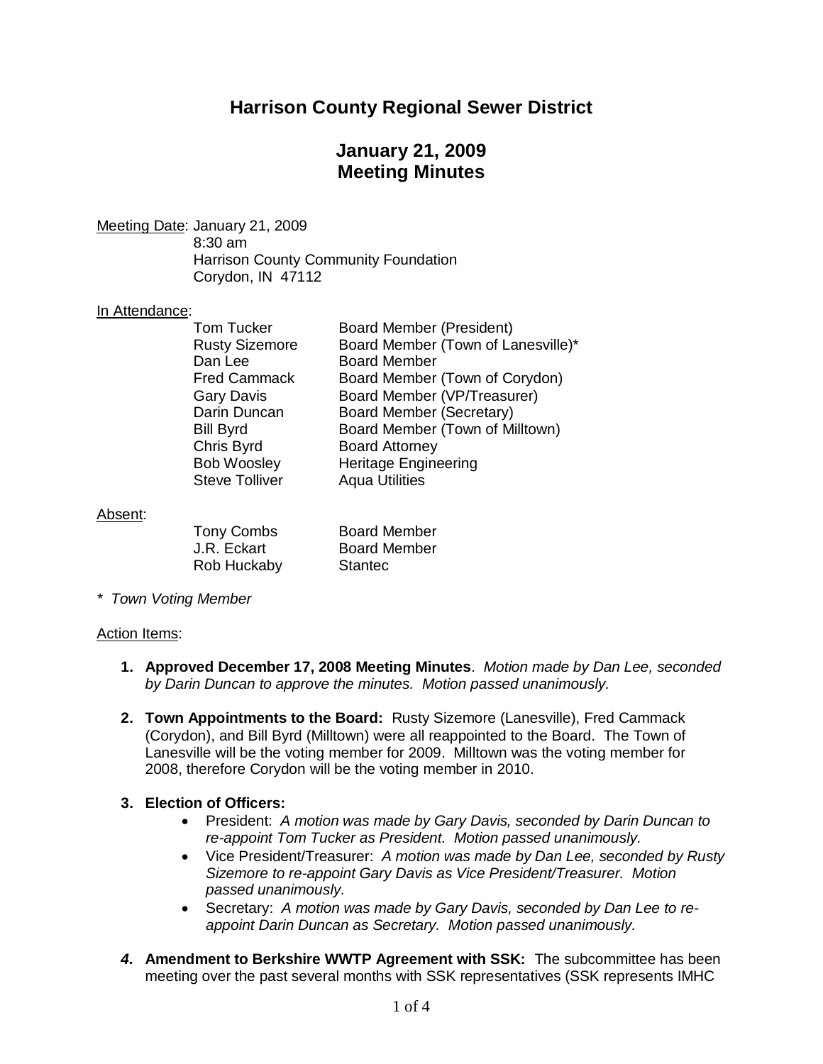# Harrison County Regional Sewer District

## January 21, 2009
## Meeting Minutes

Meeting Date: January 21, 2009
8:30 am
Harrison County Community Foundation
Corydon, IN 47112

In Attendance:

| | |
|---|---|
| Tom Tucker | Board Member (President) |
| Rusty Sizemore | Board Member (Town of Lanesville)* |
| Dan Lee | Board Member |
| Fred Cammack | Board Member (Town of Corydon) |
| Gary Davis | Board Member (VP/Treasurer) |
| Darin Duncan | Board Member (Secretary) |
| Bill Byrd | Board Member (Town of Milltown) |
| Chris Byrd | Board Attorney |
| Bob Woosley | Heritage Engineering |
| Steve Tolliver | Aqua Utilities |

Absent:

| | |
|---|---|
| Tony Combs | Board Member |
| J.R. Eckart | Board Member |
| Rob Huckaby | Stantec |

*\* Town Voting Member*

Action Items:

1. **Approved December 17, 2008 Meeting Minutes**. *Motion made by Dan Lee, seconded by Darin Duncan to approve the minutes. Motion passed unanimously.*

2. **Town Appointments to the Board:** Rusty Sizemore (Lanesville), Fred Cammack (Corydon), and Bill Byrd (Milltown) were all reappointed to the Board. The Town of Lanesville will be the voting member for 2009. Milltown was the voting member for 2008, therefore Corydon will be the voting member in 2010.

3. **Election of Officers:**
   - President: *A motion was made by Gary Davis, seconded by Darin Duncan to re-appoint Tom Tucker as President. Motion passed unanimously.*
   - Vice President/Treasurer: *A motion was made by Dan Lee, seconded by Rusty Sizemore to re-appoint Gary Davis as Vice President/Treasurer. Motion passed unanimously.*
   - Secretary: *A motion was made by Gary Davis, seconded by Dan Lee to re-appoint Darin Duncan as Secretary. Motion passed unanimously.*

4. **Amendment to Berkshire WWTP Agreement with SSK:** The subcommittee has been meeting over the past several months with SSK representatives (SSK represents IMHC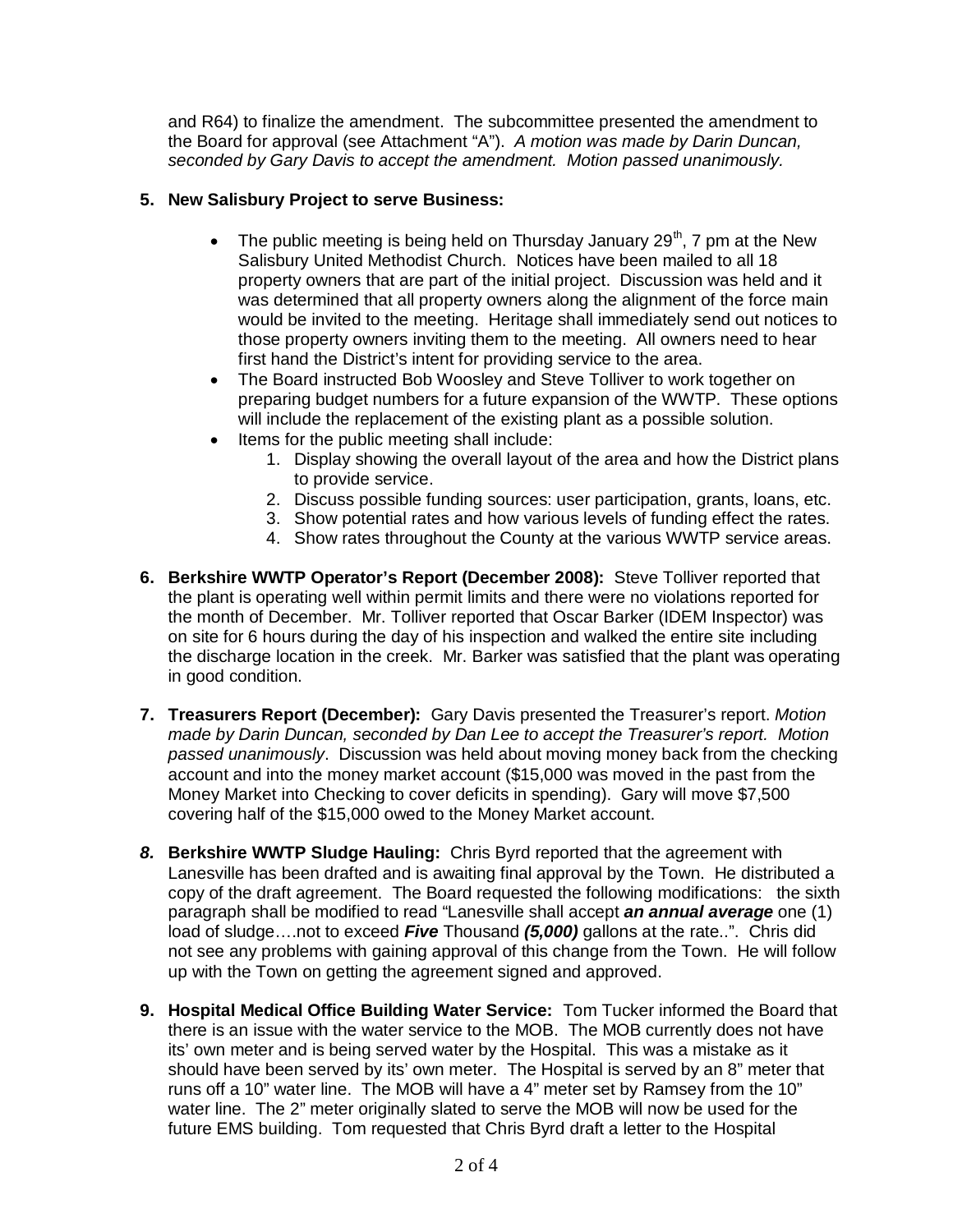and R64) to finalize the amendment. The subcommittee presented the amendment to the Board for approval (see Attachment "A"). *A motion was made by Darin Duncan, seconded by Gary Davis to accept the amendment. Motion passed unanimously.*

**5. New Salisbury Project to serve Business:**

- The public meeting is being held on Thursday January 29th, 7 pm at the New Salisbury United Methodist Church. Notices have been mailed to all 18 property owners that are part of the initial project. Discussion was held and it was determined that all property owners along the alignment of the force main would be invited to the meeting. Heritage shall immediately send out notices to those property owners inviting them to the meeting. All owners need to hear first hand the District's intent for providing service to the area.
- The Board instructed Bob Woosley and Steve Tolliver to work together on preparing budget numbers for a future expansion of the WWTP. These options will include the replacement of the existing plant as a possible solution.
- Items for the public meeting shall include:
    1. Display showing the overall layout of the area and how the District plans to provide service.
    2. Discuss possible funding sources: user participation, grants, loans, etc.
    3. Show potential rates and how various levels of funding effect the rates.
    4. Show rates throughout the County at the various WWTP service areas.

**6. Berkshire WWTP Operator's Report (December 2008):** Steve Tolliver reported that the plant is operating well within permit limits and there were no violations reported for the month of December. Mr. Tolliver reported that Oscar Barker (IDEM Inspector) was on site for 6 hours during the day of his inspection and walked the entire site including the discharge location in the creek. Mr. Barker was satisfied that the plant was operating in good condition.

**7. Treasurers Report (December):** Gary Davis presented the Treasurer's report. *Motion made by Darin Duncan, seconded by Dan Lee to accept the Treasurer's report. Motion passed unanimously*. Discussion was held about moving money back from the checking account and into the money market account ($15,000 was moved in the past from the Money Market into Checking to cover deficits in spending). Gary will move $7,500 covering half of the $15,000 owed to the Money Market account.

***8.* Berkshire WWTP Sludge Hauling:** Chris Byrd reported that the agreement with Lanesville has been drafted and is awaiting final approval by the Town. He distributed a copy of the draft agreement. The Board requested the following modifications: the sixth paragraph shall be modified to read "Lanesville shall accept ***an annual average*** one (1) load of sludge….not to exceed ***Five*** Thousand ***(5,000)*** gallons at the rate..". Chris did not see any problems with gaining approval of this change from the Town. He will follow up with the Town on getting the agreement signed and approved.

**9. Hospital Medical Office Building Water Service:** Tom Tucker informed the Board that there is an issue with the water service to the MOB. The MOB currently does not have its' own meter and is being served water by the Hospital. This was a mistake as it should have been served by its' own meter. The Hospital is served by an 8" meter that runs off a 10" water line. The MOB will have a 4" meter set by Ramsey from the 10" water line. The 2" meter originally slated to serve the MOB will now be used for the future EMS building. Tom requested that Chris Byrd draft a letter to the Hospital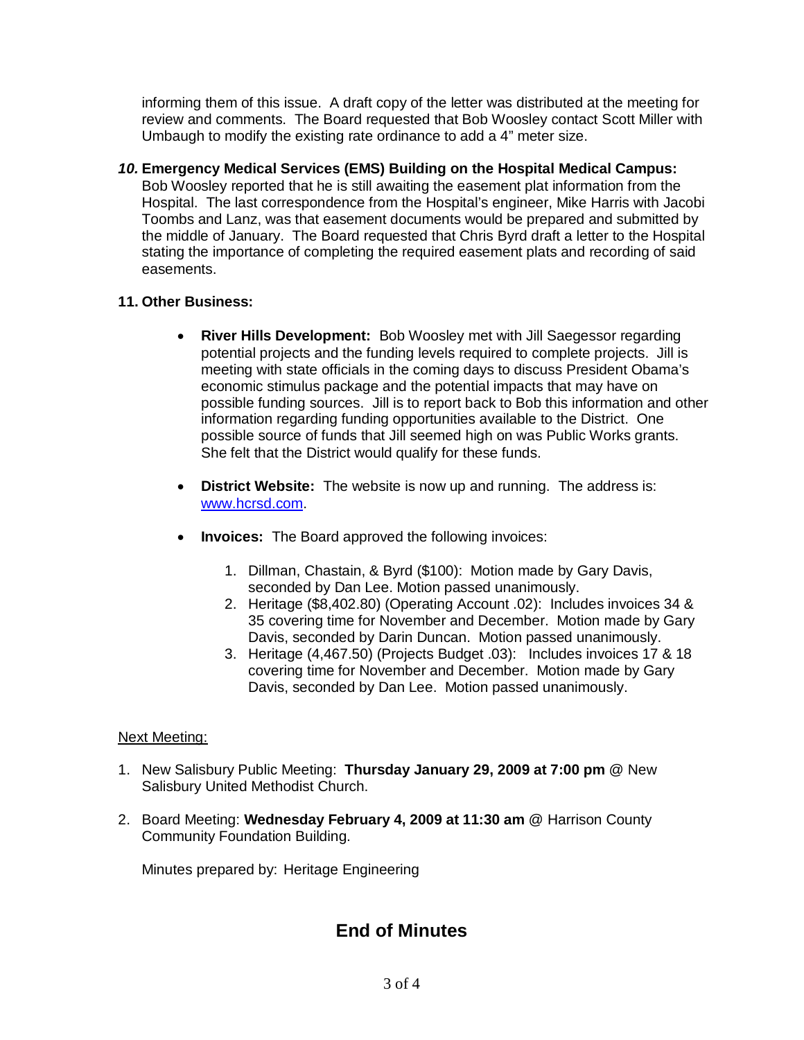informing them of this issue. A draft copy of the letter was distributed at the meeting for review and comments. The Board requested that Bob Woosley contact Scott Miller with Umbaugh to modify the existing rate ordinance to add a 4" meter size.

***10.*** **Emergency Medical Services (EMS) Building on the Hospital Medical Campus:** Bob Woosley reported that he is still awaiting the easement plat information from the Hospital. The last correspondence from the Hospital's engineer, Mike Harris with Jacobi Toombs and Lanz, was that easement documents would be prepared and submitted by the middle of January. The Board requested that Chris Byrd draft a letter to the Hospital stating the importance of completing the required easement plats and recording of said easements.

**11. Other Business:**

- **River Hills Development:** Bob Woosley met with Jill Saegessor regarding potential projects and the funding levels required to complete projects. Jill is meeting with state officials in the coming days to discuss President Obama's economic stimulus package and the potential impacts that may have on possible funding sources. Jill is to report back to Bob this information and other information regarding funding opportunities available to the District. One possible source of funds that Jill seemed high on was Public Works grants. She felt that the District would qualify for these funds.

- **District Website:** The website is now up and running. The address is: www.hcrsd.com.

- **Invoices:** The Board approved the following invoices:

  1. Dillman, Chastain, & Byrd ($100): Motion made by Gary Davis, seconded by Dan Lee. Motion passed unanimously.
  2. Heritage ($8,402.80) (Operating Account .02): Includes invoices 34 & 35 covering time for November and December. Motion made by Gary Davis, seconded by Darin Duncan. Motion passed unanimously.
  3. Heritage (4,467.50) (Projects Budget .03): Includes invoices 17 & 18 covering time for November and December. Motion made by Gary Davis, seconded by Dan Lee. Motion passed unanimously.

<u>Next Meeting:</u>

1. New Salisbury Public Meeting: **Thursday January 29, 2009 at 7:00 pm** @ New Salisbury United Methodist Church.

2. Board Meeting: **Wednesday February 4, 2009 at 11:30 am** @ Harrison County Community Foundation Building.

Minutes prepared by: Heritage Engineering

## End of Minutes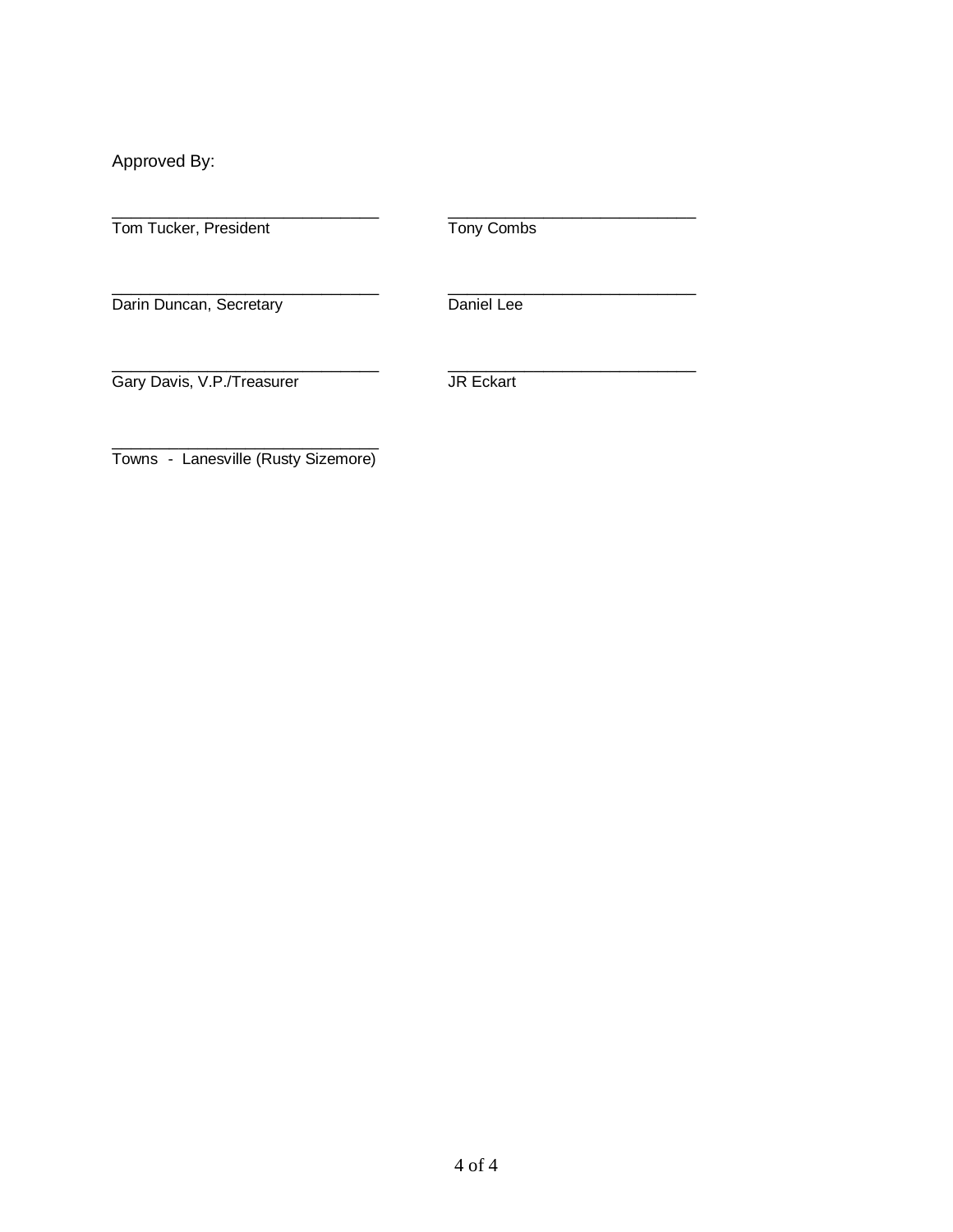Approved By:

| | |
|---|---|
| ______________________________ | ______________________________ |
| Tom Tucker, President | Tony Combs |
| ______________________________ | ______________________________ |
| Darin Duncan, Secretary | Daniel Lee |
| ______________________________ | ______________________________ |
| Gary Davis, V.P./Treasurer | JR Eckart |
| ______________________________ | |
| Towns - Lanesville (Rusty Sizemore) | |